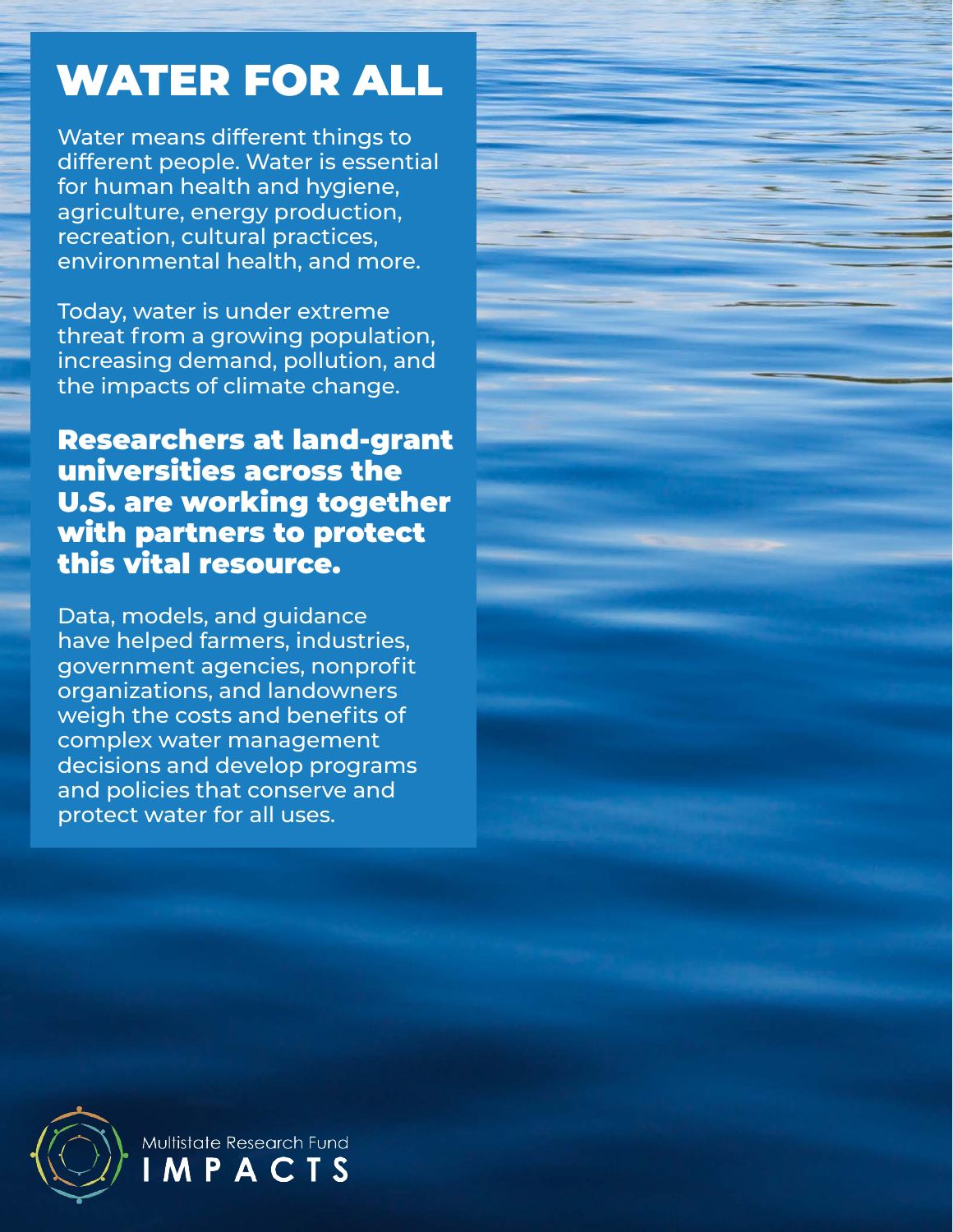# WATER FOR ALL

Water means different things to different people. Water is essential for human health and hygiene, agriculture, energy production, recreation, cultural practices, environmental health, and more.

Today, water is under extreme threat from a growing population, increasing demand, pollution, and the impacts of climate change.

**Researchers at land-grant universities across the U.S. are working together with partners to protect this vital resource.**

Data, models, and guidance have helped farmers, industries, government agencies, nonprofit organizations, and landowners weigh the costs and benefits of complex water management decisions and develop programs and policies that conserve and protect water for all uses.

Multistate Research Fund
IMPACTS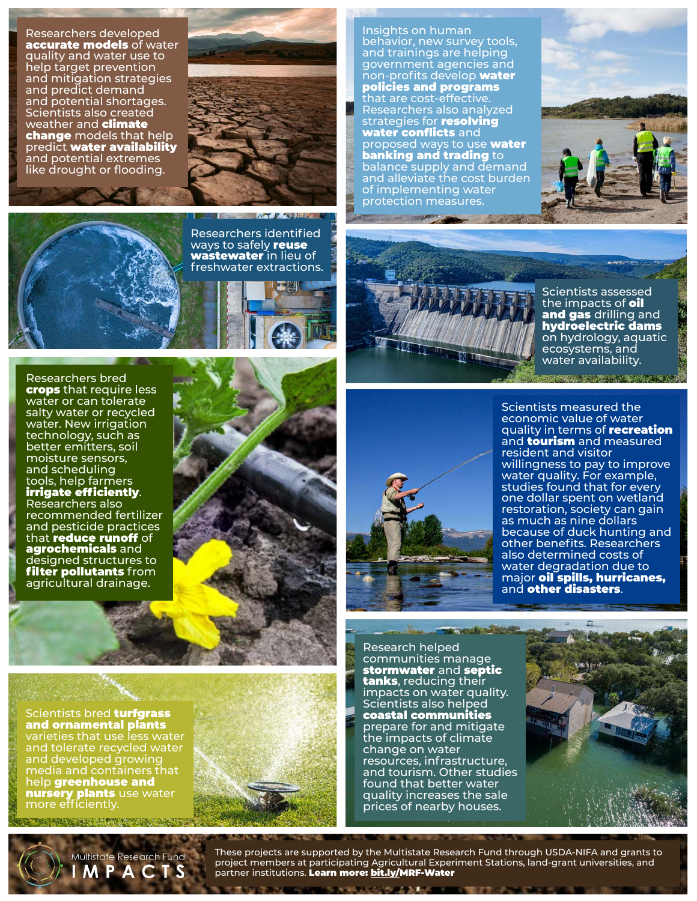Researchers developed **accurate models** of water quality and water use to help target prevention and mitigation strategies and predict demand and potential shortages. Scientists also created weather and **climate change** models that help predict **water availability** and potential extremes like drought or flooding.

Researchers identified ways to safely **reuse wastewater** in lieu of freshwater extractions.

Researchers bred **crops** that require less water or can tolerate salty water or recycled water. New irrigation technology, such as better emitters, soil moisture sensors, and scheduling tools, help farmers **irrigate efficiently**. Researchers also recommended fertilizer and pesticide practices that **reduce runoff** of **agrochemicals** and designed structures to **filter pollutants** from agricultural drainage.

Scientists bred **turfgrass and ornamental plants** varieties that use less water and tolerate recycled water and developed growing media and containers that help **greenhouse and nursery plants** use water more efficiently.

Insights on human behavior, new survey tools, and trainings are helping government agencies and non-profits develop **water policies and programs** that are cost-effective. Researchers also analyzed strategies for **resolving water conflicts** and proposed ways to use **water banking and trading** to balance supply and demand and alleviate the cost burden of implementing water protection measures.

Scientists assessed the impacts of **oil and gas** drilling and **hydroelectric dams** on hydrology, aquatic ecosystems, and water availability.

Scientists measured the economic value of water quality in terms of **recreation** and **tourism** and measured resident and visitor willingness to pay to improve water quality. For example, studies found that for every one dollar spent on wetland restoration, society can gain as much as nine dollars because of duck hunting and other benefits. Researchers also determined costs of water degradation due to major **oil spills, hurricanes,** and **other disasters**.

Research helped communities manage **stormwater** and **septic tanks**, reducing their impacts on water quality. Scientists also helped **coastal communities** prepare for and mitigate the impacts of climate change on water resources, infrastructure, and tourism. Other studies found that better water quality increases the sale prices of nearby houses.

Multistate Research Fund IMPACTS

These projects are supported by the Multistate Research Fund through USDA-NIFA and grants to project members at participating Agricultural Experiment Stations, land-grant universities, and partner institutions. **Learn more: bit.ly/MRF-Water**